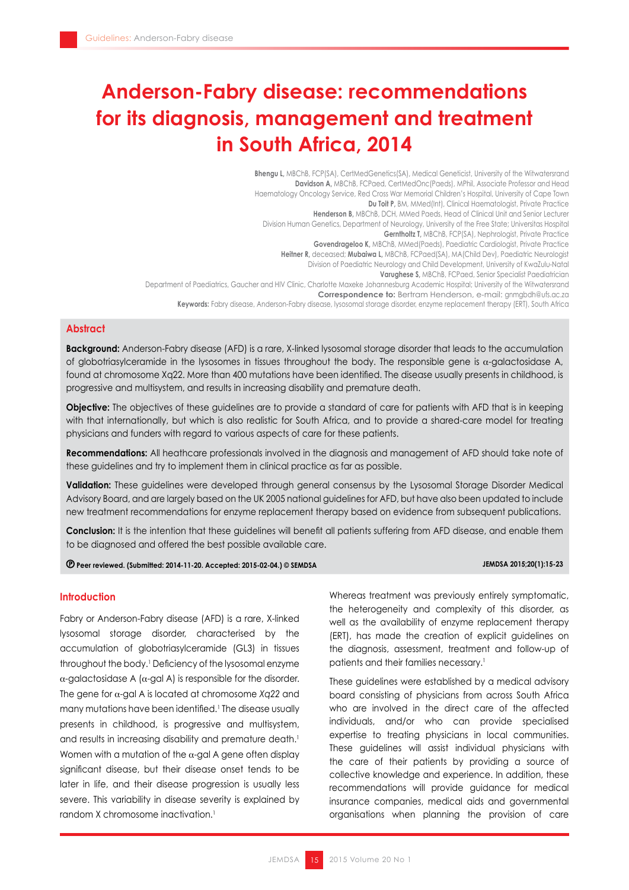# Anderson-Fabry disease: recommendations for its diagnosis, management and treatment in South Africa, 2014

**Bhengu L**, MBChB, FCP(SA), CertMedGenetics(SA), Medical Geneticist, University of the Witwatersrand
**Davidson A**, MBChB, FCPaed, CertMedOnc(Paeds), MPhil, Associate Professor and Head
Haematology Oncology Service, Red Cross War Memorial Children's Hospital, University of Cape Town
**Du Toit P**, BM, MMed(Int), Clinical Haematologist, Private Practice
**Henderson B**, MBChB, DCH, MMed Paeds, Head of Clinical Unit and Senior Lecturer
Division Human Genetics, Department of Neurology, University of the Free State; Universitas Hospital
**Gerntholtz T**, MBChB, FCP(SA), Nephrologist, Private Practice
**Govendrageloo K**, MBChB, MMed(Paeds), Paediatric Cardiologist, Private Practice
**Heitner R**, deceased; **Mubaiwa L**, MBChB, FCPaed(SA), MA(Child Dev), Paediatric Neurologist
Division of Paediatric Neurology and Child Development, University of KwaZulu-Natal
**Varughese S**, MBChB, FCPaed, Senior Specialist Paediatrician
Department of Paediatrics, Gaucher and HIV Clinic, Charlotte Maxeke Johannesburg Academic Hospital; University of the Witwatersrand
**Correspondence to:** Bertram Henderson, e-mail: gnmgbdh@ufs.ac.za
**Keywords:** Fabry disease, Anderson-Fabry disease, lysosomal storage disorder, enzyme replacement therapy (ERT), South Africa

## Abstract

**Background:** Anderson-Fabry disease (AFD) is a rare, X-linked lysosomal storage disorder that leads to the accumulation of globotriasylceramide in the lysosomes in tissues throughout the body. The responsible gene is α-galactosidase A, found at chromosome Xq22. More than 400 mutations have been identified. The disease usually presents in childhood, is progressive and multisystem, and results in increasing disability and premature death.

**Objective:** The objectives of these guidelines are to provide a standard of care for patients with AFD that is in keeping with that internationally, but which is also realistic for South Africa, and to provide a shared-care model for treating physicians and funders with regard to various aspects of care for these patients.

**Recommendations:** All heathcare professionals involved in the diagnosis and management of AFD should take note of these guidelines and try to implement them in clinical practice as far as possible.

**Validation:** These guidelines were developed through general consensus by the Lysosomal Storage Disorder Medical Advisory Board, and are largely based on the UK 2005 national guidelines for AFD, but have also been updated to include new treatment recommendations for enzyme replacement therapy based on evidence from subsequent publications.

**Conclusion:** It is the intention that these guidelines will benefit all patients suffering from AFD disease, and enable them to be diagnosed and offered the best possible available care.

Peer reviewed. (Submitted: 2014-11-20. Accepted: 2015-02-04.) © SEMDSA

## Introduction

Fabry or Anderson-Fabry disease (AFD) is a rare, X-linked lysosomal storage disorder, characterised by the accumulation of globotriasylceramide (GL3) in tissues throughout the body.[1] Deficiency of the lysosomal enzyme α-galactosidase A (α-gal A) is responsible for the disorder. The gene for α-gal A is located at chromosome *Xq22* and many mutations have been identified.[1] The disease usually presents in childhood, is progressive and multisystem, and results in increasing disability and premature death.[1] Women with a mutation of the α-gal A gene often display significant disease, but their disease onset tends to be later in life, and their disease progression is usually less severe. This variability in disease severity is explained by random X chromosome inactivation.[1]

Whereas treatment was previously entirely symptomatic, the heterogeneity and complexity of this disorder, as well as the availability of enzyme replacement therapy (ERT), has made the creation of explicit guidelines on the diagnosis, assessment, treatment and follow-up of patients and their families necessary.[1]

These guidelines were established by a medical advisory board consisting of physicians from across South Africa who are involved in the direct care of the affected individuals, and/or who can provide specialised expertise to treating physicians in local communities. These guidelines will assist individual physicians with the care of their patients by providing a source of collective knowledge and experience. In addition, these recommendations will provide guidance for medical insurance companies, medical aids and governmental organisations when planning the provision of care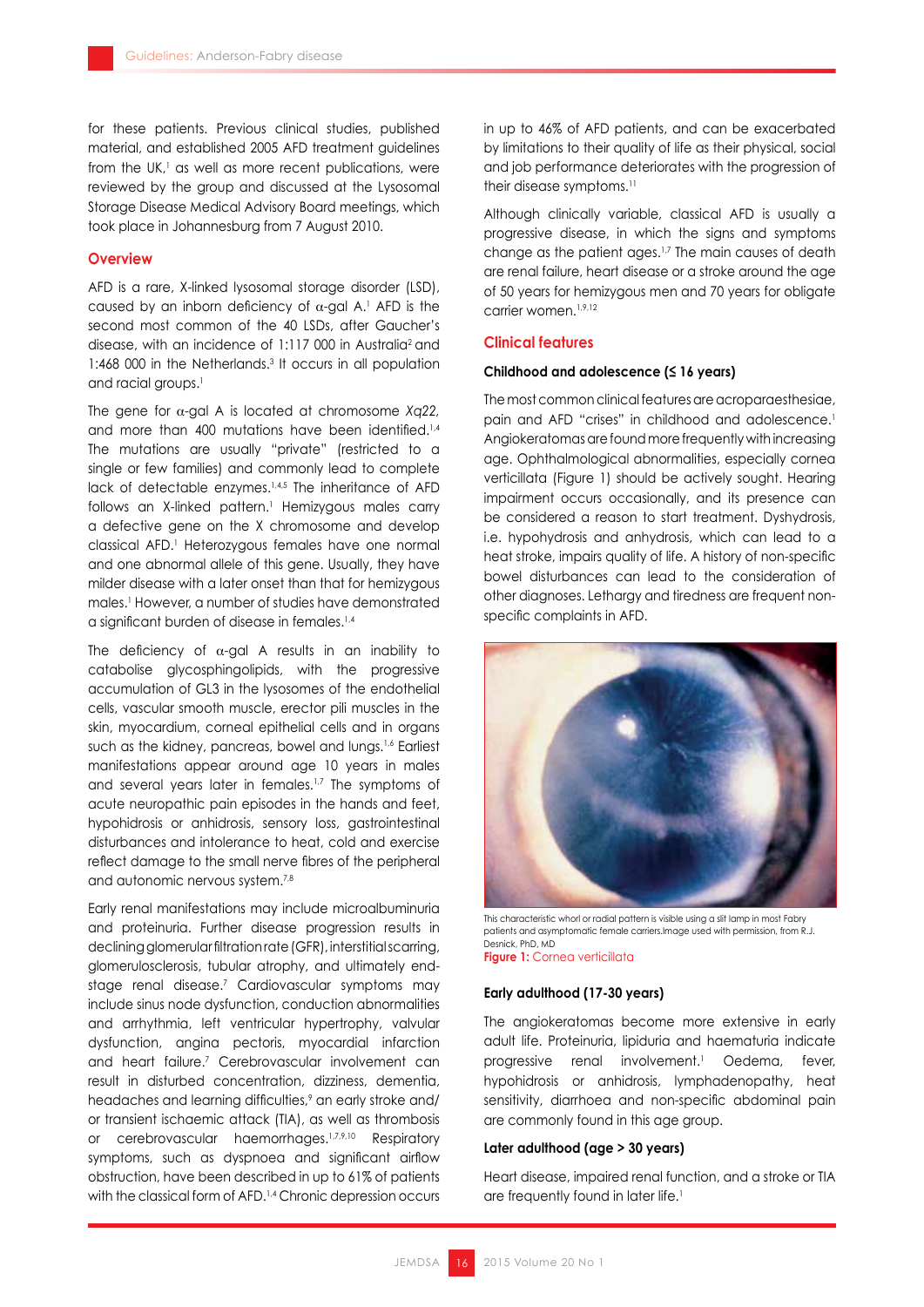for these patients. Previous clinical studies, published material, and established 2005 AFD treatment guidelines from the UK,[1] as well as more recent publications, were reviewed by the group and discussed at the Lysosomal Storage Disease Medical Advisory Board meetings, which took place in Johannesburg from 7 August 2010.

## Overview

AFD is a rare, X-linked lysosomal storage disorder (LSD), caused by an inborn deficiency of α-gal A.[1] AFD is the second most common of the 40 LSDs, after Gaucher's disease, with an incidence of 1:117 000 in Australia[2] and 1:468 000 in the Netherlands.[3] It occurs in all population and racial groups.[1]

The gene for α-gal A is located at chromosome *Xq22*, and more than 400 mutations have been identified.[1,4] The mutations are usually "private" (restricted to a single or few families) and commonly lead to complete lack of detectable enzymes.[1,4,5] The inheritance of AFD follows an X-linked pattern.[1] Hemizygous males carry a defective gene on the X chromosome and develop classical AFD.[1] Heterozygous females have one normal and one abnormal allele of this gene. Usually, they have milder disease with a later onset than that for hemizygous males.[1] However, a number of studies have demonstrated a significant burden of disease in females.[1,4]

The deficiency of α-gal A results in an inability to catabolise glycosphingolipids, with the progressive accumulation of GL3 in the lysosomes of the endothelial cells, vascular smooth muscle, erector pili muscles in the skin, myocardium, corneal epithelial cells and in organs such as the kidney, pancreas, bowel and lungs.[1,6] Earliest manifestations appear around age 10 years in males and several years later in females.[1,7] The symptoms of acute neuropathic pain episodes in the hands and feet, hypohidrosis or anhidrosis, sensory loss, gastrointestinal disturbances and intolerance to heat, cold and exercise reflect damage to the small nerve fibres of the peripheral and autonomic nervous system.[7,8]

Early renal manifestations may include microalbuminuria and proteinuria. Further disease progression results in declining glomerular filtration rate (GFR), interstitial scarring, glomerulosclerosis, tubular atrophy, and ultimately end-stage renal disease.[7] Cardiovascular symptoms may include sinus node dysfunction, conduction abnormalities and arrhythmia, left ventricular hypertrophy, valvular dysfunction, angina pectoris, myocardial infarction and heart failure.[7] Cerebrovascular involvement can result in disturbed concentration, dizziness, dementia, headaches and learning difficulties,[9] an early stroke and/or transient ischaemic attack (TIA), as well as thrombosis or cerebrovascular haemorrhages.[1,7,9,10] Respiratory symptoms, such as dyspnoea and significant airflow obstruction, have been described in up to 61% of patients with the classical form of AFD.[1,4] Chronic depression occurs in up to 46% of AFD patients, and can be exacerbated by limitations to their quality of life as their physical, social and job performance deteriorates with the progression of their disease symptoms.[11]

Although clinically variable, classical AFD is usually a progressive disease, in which the signs and symptoms change as the patient ages.[1,7] The main causes of death are renal failure, heart disease or a stroke around the age of 50 years for hemizygous men and 70 years for obligate carrier women.[1,9,12]

## Clinical features

### Childhood and adolescence (≤ 16 years)

The most common clinical features are acroparaesthesiae, pain and AFD "crises" in childhood and adolescence.[1] Angiokeratomas are found more frequently with increasing age. Ophthalmological abnormalities, especially cornea verticillata (Figure 1) should be actively sought. Hearing impairment occurs occasionally, and its presence can be considered a reason to start treatment. Dyshydrosis, i.e. hypohydrosis and anhydrosis, which can lead to a heat stroke, impairs quality of life. A history of non-specific bowel disturbances can lead to the consideration of other diagnoses. Lethargy and tiredness are frequent non-specific complaints in AFD.

This characteristic whorl or radial pattern is visible using a slit lamp in most Fabry patients and asymptomatic female carriers.Image used with permission, from R.J. Desnick, PhD, MD

**Figure 1:** Cornea verticillata

### Early adulthood (17-30 years)

The angiokeratomas become more extensive in early adult life. Proteinuria, lipiduria and haematuria indicate progressive renal involvement.[1] Oedema, fever, hypohidrosis or anhidrosis, lymphadenopathy, heat sensitivity, diarrhoea and non-specific abdominal pain are commonly found in this age group.

### Later adulthood (age > 30 years)

Heart disease, impaired renal function, and a stroke or TIA are frequently found in later life.[1]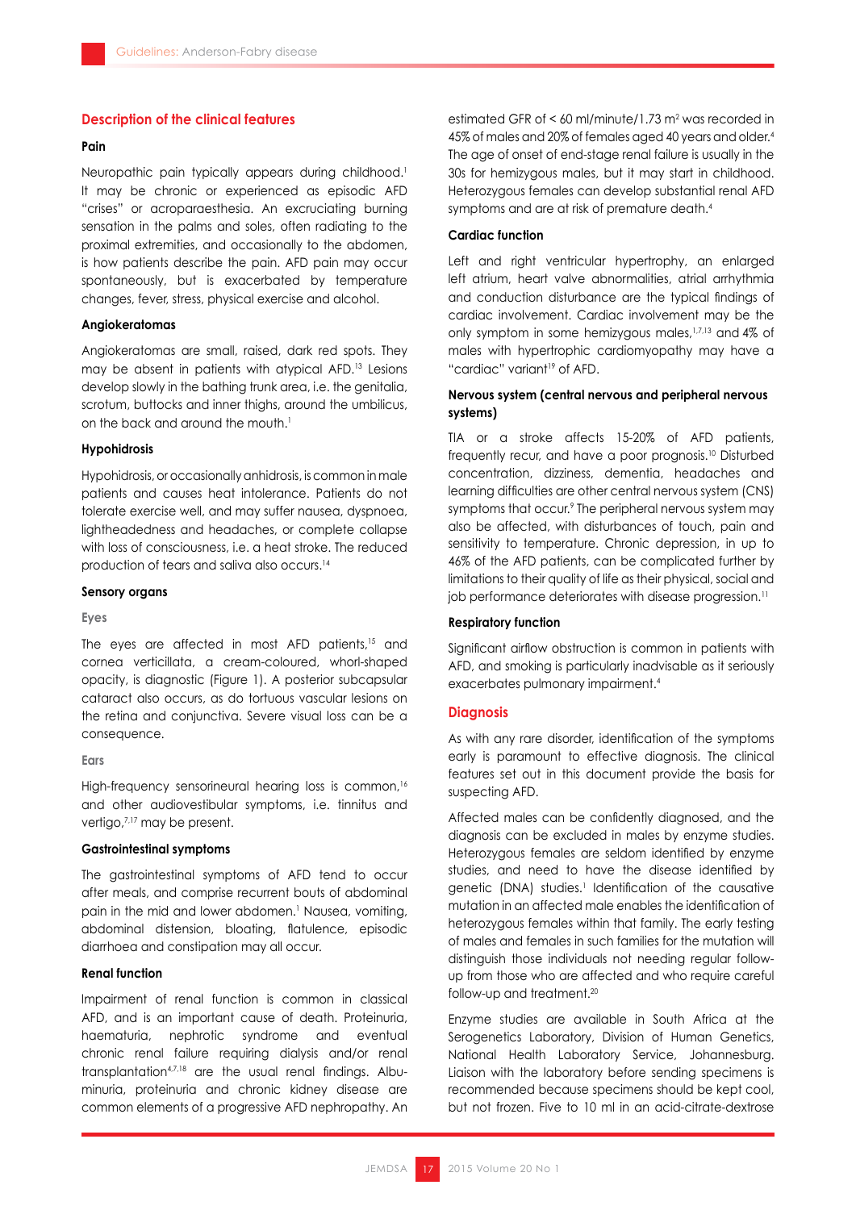## Description of the clinical features

### Pain

Neuropathic pain typically appears during childhood.[1] It may be chronic or experienced as episodic AFD "crises" or acroparaesthesia. An excruciating burning sensation in the palms and soles, often radiating to the proximal extremities, and occasionally to the abdomen, is how patients describe the pain. AFD pain may occur spontaneously, but is exacerbated by temperature changes, fever, stress, physical exercise and alcohol.

### Angiokeratomas

Angiokeratomas are small, raised, dark red spots. They may be absent in patients with atypical AFD.[13] Lesions develop slowly in the bathing trunk area, i.e. the genitalia, scrotum, buttocks and inner thighs, around the umbilicus, on the back and around the mouth.[1]

### Hypohidrosis

Hypohidrosis, or occasionally anhidrosis, is common in male patients and causes heat intolerance. Patients do not tolerate exercise well, and may suffer nausea, dyspnoea, lightheadedness and headaches, or complete collapse with loss of consciousness, i.e. a heat stroke. The reduced production of tears and saliva also occurs.[14]

### Sensory organs

#### Eyes

The eyes are affected in most AFD patients,[15] and cornea verticillata, a cream-coloured, whorl-shaped opacity, is diagnostic (Figure 1). A posterior subcapsular cataract also occurs, as do tortuous vascular lesions on the retina and conjunctiva. Severe visual loss can be a consequence.

#### Ears

High-frequency sensorineural hearing loss is common,[16] and other audiovestibular symptoms, i.e. tinnitus and vertigo,[7,17] may be present.

### Gastrointestinal symptoms

The gastrointestinal symptoms of AFD tend to occur after meals, and comprise recurrent bouts of abdominal pain in the mid and lower abdomen.[1] Nausea, vomiting, abdominal distension, bloating, flatulence, episodic diarrhoea and constipation may all occur.

### Renal function

Impairment of renal function is common in classical AFD, and is an important cause of death. Proteinuria, haematuria, nephrotic syndrome and eventual chronic renal failure requiring dialysis and/or renal transplantation[4,7,18] are the usual renal findings. Albuminuria, proteinuria and chronic kidney disease are common elements of a progressive AFD nephropathy. An estimated GFR of < 60 ml/minute/1.73 $m^2$ was recorded in 45% of males and 20% of females aged 40 years and older.[4] The age of onset of end-stage renal failure is usually in the 30s for hemizygous males, but it may start in childhood. Heterozygous females can develop substantial renal AFD symptoms and are at risk of premature death.[4]

### Cardiac function

Left and right ventricular hypertrophy, an enlarged left atrium, heart valve abnormalities, atrial arrhythmia and conduction disturbance are the typical findings of cardiac involvement. Cardiac involvement may be the only symptom in some hemizygous males,[1,7,13] and 4% of males with hypertrophic cardiomyopathy may have a "cardiac" variant[19] of AFD.

### Nervous system (central nervous and peripheral nervous systems)

TIA or a stroke affects 15-20% of AFD patients, frequently recur, and have a poor prognosis.[10] Disturbed concentration, dizziness, dementia, headaches and learning difficulties are other central nervous system (CNS) symptoms that occur.[9] The peripheral nervous system may also be affected, with disturbances of touch, pain and sensitivity to temperature. Chronic depression, in up to 46% of the AFD patients, can be complicated further by limitations to their quality of life as their physical, social and job performance deteriorates with disease progression.[11]

### Respiratory function

Significant airflow obstruction is common in patients with AFD, and smoking is particularly inadvisable as it seriously exacerbates pulmonary impairment.[4]

## Diagnosis

As with any rare disorder, identification of the symptoms early is paramount to effective diagnosis. The clinical features set out in this document provide the basis for suspecting AFD.

Affected males can be confidently diagnosed, and the diagnosis can be excluded in males by enzyme studies. Heterozygous females are seldom identified by enzyme studies, and need to have the disease identified by genetic (DNA) studies.[1] Identification of the causative mutation in an affected male enables the identification of heterozygous females within that family. The early testing of males and females in such families for the mutation will distinguish those individuals not needing regular follow-up from those who are affected and who require careful follow-up and treatment.[20]

Enzyme studies are available in South Africa at the Serogenetics Laboratory, Division of Human Genetics, National Health Laboratory Service, Johannesburg. Liaison with the laboratory before sending specimens is recommended because specimens should be kept cool, but not frozen. Five to 10 ml in an acid-citrate-dextrose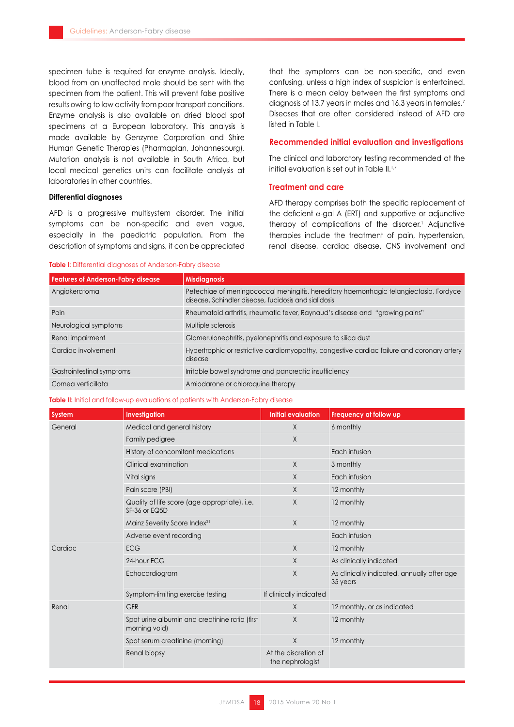specimen tube is required for enzyme analysis. Ideally, blood from an unaffected male should be sent with the specimen from the patient. This will prevent false positive results owing to low activity from poor transport conditions. Enzyme analysis is also available on dried blood spot specimens at a European laboratory. This analysis is made available by Genzyme Corporation and Shire Human Genetic Therapies (Pharmaplan, Johannesburg). Mutation analysis is not available in South Africa, but local medical genetics units can facilitate analysis at laboratories in other countries.

#### Differential diagnoses

AFD is a progressive multisystem disorder. The initial symptoms can be non-specific and even vague, especially in the paediatric population. From the description of symptoms and signs, it can be appreciated that the symptoms can be non-specific, and even confusing, unless a high index of suspicion is entertained. There is a mean delay between the first symptoms and diagnosis of 13.7 years in males and 16.3 years in females.[7] Diseases that are often considered instead of AFD are listed in Table I.

## Recommended initial evaluation and investigations

The clinical and laboratory testing recommended at the initial evaluation is set out in Table II.[1,7]

## Treatment and care

AFD therapy comprises both the specific replacement of the deficient α-gal A (ERT) and supportive or adjunctive therapy of complications of the disorder.[1] Adjunctive therapies include the treatment of pain, hypertension, renal disease, cardiac disease, CNS involvement and

**Table I:** Differential diagnoses of Anderson-Fabry disease

| Features of Anderson-Fabry disease | Misdiagnosis |
|---|---|
| Angiokeratoma | Petechiae of meningococcal meningitis, hereditary haemorrhagic telangiectasia, Fordyce disease, Schindler disease, fucidosis and sialidosis |
| Pain | Rheumatoid arthritis, rheumatic fever, Raynaud's disease and "growing pains" |
| Neurological symptoms | Multiple sclerosis |
| Renal impairment | Glomerulonephritis, pyelonephritis and exposure to silica dust |
| Cardiac involvement | Hypertrophic or restrictive cardiomyopathy, congestive cardiac failure and coronary artery disease |
| Gastrointestinal symptoms | Irritable bowel syndrome and pancreatic insufficiency |
| Cornea verticillata | Amiodarone or chloroquine therapy |

**Table II:** Initial and follow-up evaluations of patients with Anderson-Fabry disease

| System | Investigation | Initial evaluation | Frequency at follow up |
|---|---|---|---|
| General | Medical and general history | X | 6 monthly |
| | Family pedigree | X | |
| | History of concomitant medications | | Each infusion |
| | Clinical examination | X | 3 monthly |
| | Vital signs | X | Each infusion |
| | Pain score (PBI) | X | 12 monthly |
| | Quality of life score (age appropriate), i.e. SF-36 or EQ5D | X | 12 monthly |
| | Mainz Severity Score Index[21] | X | 12 monthly |
| | Adverse event recording | | Each infusion |
| Cardiac | ECG | X | 12 monthly |
| | 24-hour ECG | X | As clinically indicated |
| | Echocardiogram | X | As clinically indicated, annually after age 35 years |
| | Symptom-limiting exercise testing | If clinically indicated | |
| Renal | GFR | X | 12 monthly, or as indicated |
| | Spot urine albumin and creatinine ratio (first morning void) | X | 12 monthly |
| | Spot serum creatinine (morning) | X | 12 monthly |
| | Renal biopsy | At the discretion of the nephrologist | |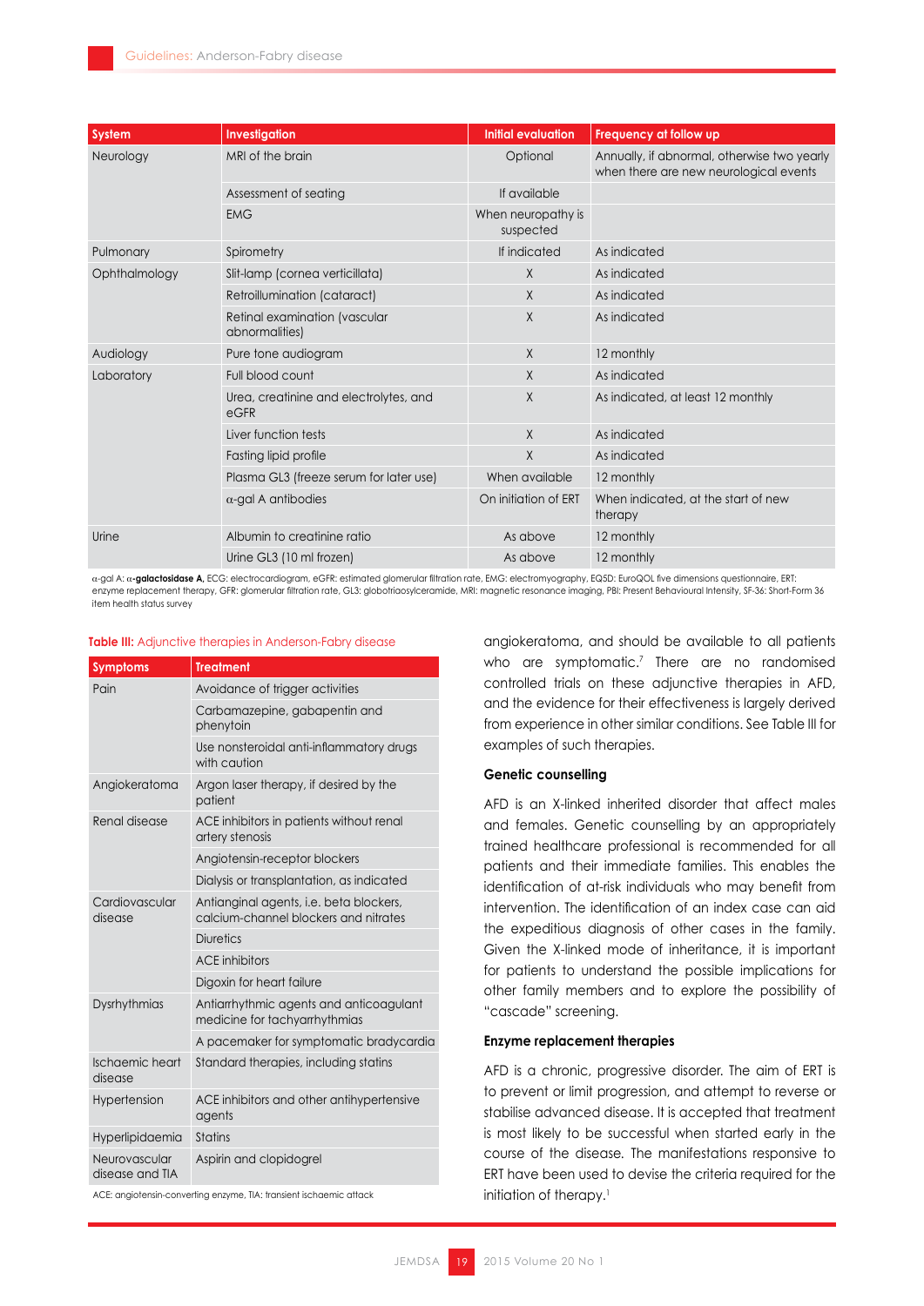| System | Investigation | Initial evaluation | Frequency at follow up |
| --- | --- | --- | --- |
| Neurology | MRI of the brain | Optional | Annually, if abnormal, otherwise two yearly when there are new neurological events |
| | Assessment of seating | If available | |
| | EMG | When neuropathy is suspected | |
| Pulmonary | Spirometry | If indicated | As indicated |
| Ophthalmology | Slit-lamp (cornea verticillata) | X | As indicated |
| | Retroillumination (cataract) | X | As indicated |
| | Retinal examination (vascular abnormalities) | X | As indicated |
| Audiology | Pure tone audiogram | X | 12 monthly |
| Laboratory | Full blood count | X | As indicated |
| | Urea, creatinine and electrolytes, and eGFR | X | As indicated, at least 12 monthly |
| | Liver function tests | X | As indicated |
| | Fasting lipid profile | X | As indicated |
| | Plasma GL3 (freeze serum for later use) | When available | 12 monthly |
| | α-gal A antibodies | On initiation of ERT | When indicated, at the start of new therapy |
| Urine | Albumin to creatinine ratio | As above | 12 monthly |
| | Urine GL3 (10 ml frozen) | As above | 12 monthly |

α-gal A: **α-galactosidase A**, ECG: electrocardiogram, eGFR: estimated glomerular filtration rate, EMG: electromyography, EQ5D: EuroQOL five dimensions questionnaire, ERT: enzyme replacement therapy, GFR: glomerular filtration rate, GL3: globotriaosylceramide, MRI: magnetic resonance imaging, PBI: Present Behavioural Intensity, SF-36: Short-Form 36 item health status survey

**Table III:** Adjunctive therapies in Anderson-Fabry disease

| Symptoms | Treatment |
| --- | --- |
| Pain | Avoidance of trigger activities |
| | Carbamazepine, gabapentin and phenytoin |
| | Use nonsteroidal anti-inflammatory drugs with caution |
| Angiokeratoma | Argon laser therapy, if desired by the patient |
| Renal disease | ACE inhibitors in patients without renal artery stenosis |
| | Angiotensin-receptor blockers |
| | Dialysis or transplantation, as indicated |
| Cardiovascular disease | Antianginal agents, i.e. beta blockers, calcium-channel blockers and nitrates |
| | Diuretics |
| | ACE inhibitors |
| | Digoxin for heart failure |
| Dysrhythmias | Antiarrhythmic agents and anticoagulant medicine for tachyarrhythmias |
| | A pacemaker for symptomatic bradycardia |
| Ischaemic heart disease | Standard therapies, including statins |
| Hypertension | ACE inhibitors and other antihypertensive agents |
| Hyperlipidaemia | Statins |
| Neurovascular disease and TIA | Aspirin and clopidogrel |

ACE: angiotensin-converting enzyme, TIA: transient ischaemic attack

angiokeratoma, and should be available to all patients who are symptomatic.[7] There are no randomised controlled trials on these adjunctive therapies in AFD, and the evidence for their effectiveness is largely derived from experience in other similar conditions. See Table III for examples of such therapies.

### Genetic counselling

AFD is an X-linked inherited disorder that affect males and females. Genetic counselling by an appropriately trained healthcare professional is recommended for all patients and their immediate families. This enables the identification of at-risk individuals who may benefit from intervention. The identification of an index case can aid the expeditious diagnosis of other cases in the family. Given the X-linked mode of inheritance, it is important for patients to understand the possible implications for other family members and to explore the possibility of "cascade" screening.

### Enzyme replacement therapies

AFD is a chronic, progressive disorder. The aim of ERT is to prevent or limit progression, and attempt to reverse or stabilise advanced disease. It is accepted that treatment is most likely to be successful when started early in the course of the disease. The manifestations responsive to ERT have been used to devise the criteria required for the initiation of therapy.[1]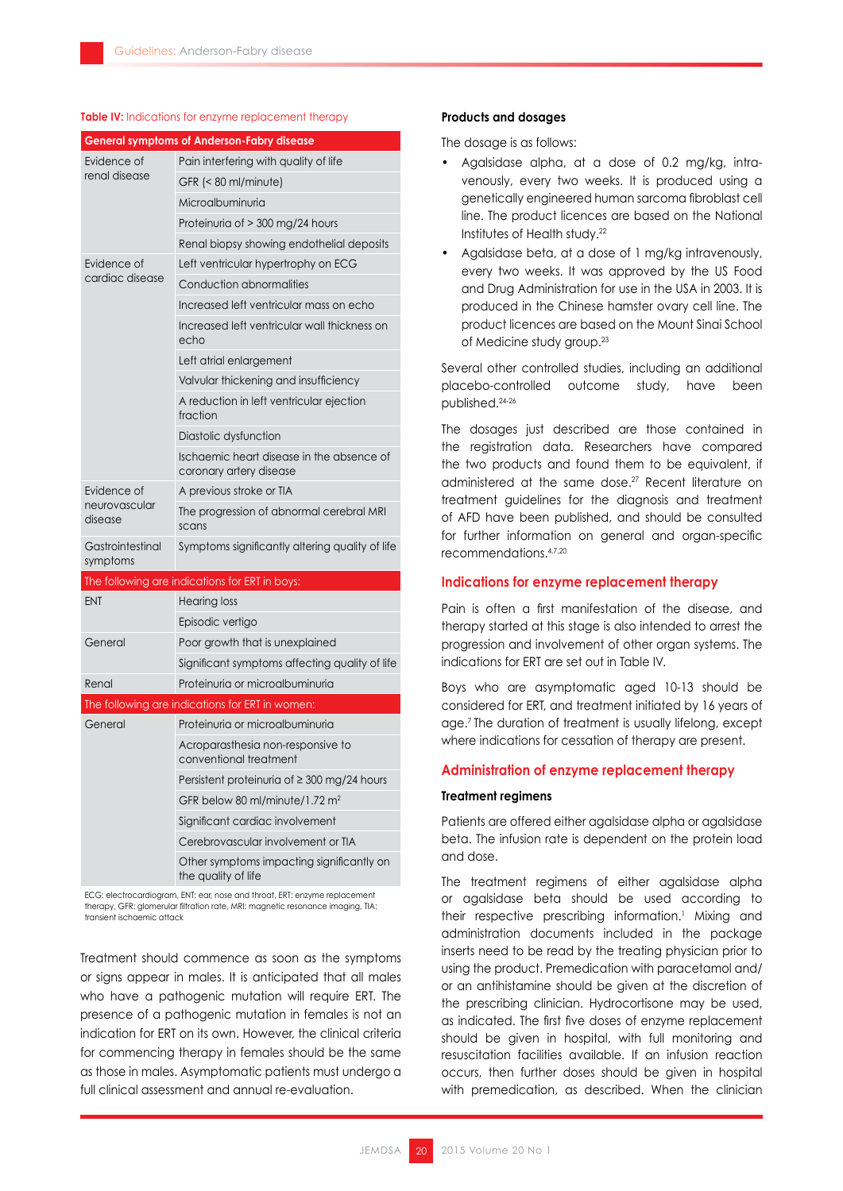**Table IV:** Indications for enzyme replacement therapy

| General symptoms of Anderson-Fabry disease | |
|---|---|
| Evidence of renal disease | Pain interfering with quality of life |
| | GFR (< 80 ml/minute) |
| | Microalbuminuria |
| | Proteinuria of > 300 mg/24 hours |
| | Renal biopsy showing endothelial deposits |
| Evidence of cardiac disease | Left ventricular hypertrophy on ECG |
| | Conduction abnormalities |
| | Increased left ventricular mass on echo |
| | Increased left ventricular wall thickness on echo |
| | Left atrial enlargement |
| | Valvular thickening and insufficiency |
| | A reduction in left ventricular ejection fraction |
| | Diastolic dysfunction |
| | Ischaemic heart disease in the absence of coronary artery disease |
| Evidence of neurovascular disease | A previous stroke or TIA |
| | The progression of abnormal cerebral MRI scans |
| Gastrointestinal symptoms | Symptoms significantly altering quality of life |
| **The following are indications for ERT in boys:** | |
| ENT | Hearing loss |
| | Episodic vertigo |
| General | Poor growth that is unexplained |
| | Significant symptoms affecting quality of life |
| Renal | Proteinuria or microalbuminuria |
| **The following are indications for ERT in women:** | |
| General | Proteinuria or microalbuminuria |
| | Acroparasthesia non-responsive to conventional treatment |
| | Persistent proteinuria of ≥ 300 mg/24 hours |
| | GFR below 80 ml/minute/1.72 $m^2$ |
| | Significant cardiac involvement |
| | Cerebrovascular involvement or TIA |
| | Other symptoms impacting significantly on the quality of life |

ECG: electrocardiogram, ENT: ear, nose and throat, ERT: enzyme replacement therapy, GFR: glomerular filtration rate, MRI: magnetic resonance imaging, TIA: transient ischaemic attack

Treatment should commence as soon as the symptoms or signs appear in males. It is anticipated that all males who have a pathogenic mutation will require ERT. The presence of a pathogenic mutation in females is not an indication for ERT on its own. However, the clinical criteria for commencing therapy in females should be the same as those in males. Asymptomatic patients must undergo a full clinical assessment and annual re-evaluation.

### Products and dosages

The dosage is as follows:

- Agalsidase alpha, at a dose of 0.2 mg/kg, intravenously, every two weeks. It is produced using a genetically engineered human sarcoma fibroblast cell line. The product licences are based on the National Institutes of Health study.[22]
- Agalsidase beta, at a dose of 1 mg/kg intravenously, every two weeks. It was approved by the US Food and Drug Administration for use in the USA in 2003. It is produced in the Chinese hamster ovary cell line. The product licences are based on the Mount Sinai School of Medicine study group.[23]

Several other controlled studies, including an additional placebo-controlled outcome study, have been published.[24-26]

The dosages just described are those contained in the registration data. Researchers have compared the two products and found them to be equivalent, if administered at the same dose.[27] Recent literature on treatment guidelines for the diagnosis and treatment of AFD have been published, and should be consulted for further information on general and organ-specific recommendations.[4,7,20]

## Indications for enzyme replacement therapy

Pain is often a first manifestation of the disease, and therapy started at this stage is also intended to arrest the progression and involvement of other organ systems. The indications for ERT are set out in Table IV.

Boys who are asymptomatic aged 10-13 should be considered for ERT, and treatment initiated by 16 years of age.[7] The duration of treatment is usually lifelong, except where indications for cessation of therapy are present.

## Administration of enzyme replacement therapy

### Treatment regimens

Patients are offered either agalsidase alpha or agalsidase beta. The infusion rate is dependent on the protein load and dose.

The treatment regimens of either agalsidase alpha or agalsidase beta should be used according to their respective prescribing information.[1] Mixing and administration documents included in the package inserts need to be read by the treating physician prior to using the product. Premedication with paracetamol and/or an antihistamine should be given at the discretion of the prescribing clinician. Hydrocortisone may be used, as indicated. The first five doses of enzyme replacement should be given in hospital, with full monitoring and resuscitation facilities available. If an infusion reaction occurs, then further doses should be given in hospital with premedication, as described. When the clinician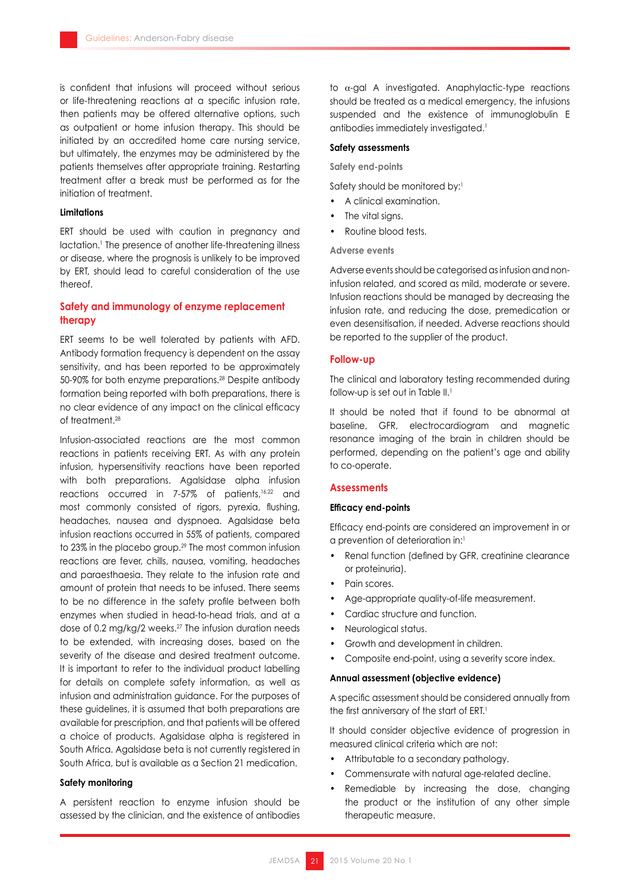is confident that infusions will proceed without serious or life-threatening reactions at a specific infusion rate, then patients may be offered alternative options, such as outpatient or home infusion therapy. This should be initiated by an accredited home care nursing service, but ultimately, the enzymes may be administered by the patients themselves after appropriate training. Restarting treatment after a break must be performed as for the initiation of treatment.

### Limitations

ERT should be used with caution in pregnancy and lactation.[1] The presence of another life-threatening illness or disease, where the prognosis is unlikely to be improved by ERT, should lead to careful consideration of the use thereof.

## Safety and immunology of enzyme replacement therapy

ERT seems to be well tolerated by patients with AFD. Antibody formation frequency is dependent on the assay sensitivity, and has been reported to be approximately 50-90% for both enzyme preparations.[28] Despite antibody formation being reported with both preparations, there is no clear evidence of any impact on the clinical efficacy of treatment.[28]

Infusion-associated reactions are the most common reactions in patients receiving ERT. As with any protein infusion, hypersensitivity reactions have been reported with both preparations. Agalsidase alpha infusion reactions occurred in 7-57% of patients,[16,22] and most commonly consisted of rigors, pyrexia, flushing, headaches, nausea and dyspnoea. Agalsidase beta infusion reactions occurred in 55% of patients, compared to 23% in the placebo group.[29] The most common infusion reactions are fever, chills, nausea, vomiting, headaches and paraesthaesia. They relate to the infusion rate and amount of protein that needs to be infused. There seems to be no difference in the safety profile between both enzymes when studied in head-to-head trials, and at a dose of 0.2 mg/kg/2 weeks.[27] The infusion duration needs to be extended, with increasing doses, based on the severity of the disease and desired treatment outcome. It is important to refer to the individual product labelling for details on complete safety information, as well as infusion and administration guidance. For the purposes of these guidelines, it is assumed that both preparations are available for prescription, and that patients will be offered a choice of products. Agalsidase alpha is registered in South Africa. Agalsidase beta is not currently registered in South Africa, but is available as a Section 21 medication.

### Safety monitoring

A persistent reaction to enzyme infusion should be assessed by the clinician, and the existence of antibodies to $\alpha$-gal A investigated. Anaphylactic-type reactions should be treated as a medical emergency, the infusions suspended and the existence of immunoglobulin E antibodies immediately investigated.[1]

### Safety assessments

#### Safety end-points

Safety should be monitored by:[1]

- A clinical examination.
- The vital signs.
- Routine blood tests.

#### Adverse events

Adverse events should be categorised as infusion and non-infusion related, and scored as mild, moderate or severe. Infusion reactions should be managed by decreasing the infusion rate, and reducing the dose, premedication or even desensitisation, if needed. Adverse reactions should be reported to the supplier of the product.

## Follow-up

The clinical and laboratory testing recommended during follow-up is set out in Table II.[1]

It should be noted that if found to be abnormal at baseline, GFR, electrocardiogram and magnetic resonance imaging of the brain in children should be performed, depending on the patient's age and ability to co-operate.

## Assessments

### Efficacy end-points

Efficacy end-points are considered an improvement in or a prevention of deterioration in:[1]

- Renal function (defined by GFR, creatinine clearance or proteinuria).
- Pain scores.
- Age-appropriate quality-of-life measurement.
- Cardiac structure and function.
- Neurological status.
- Growth and development in children.
- Composite end-point, using a severity score index.

### Annual assessment (objective evidence)

A specific assessment should be considered annually from the first anniversary of the start of ERT.[1]

It should consider objective evidence of progression in measured clinical criteria which are not:

- Attributable to a secondary pathology.
- Commensurate with natural age-related decline.
- Remediable by increasing the dose, changing the product or the institution of any other simple therapeutic measure.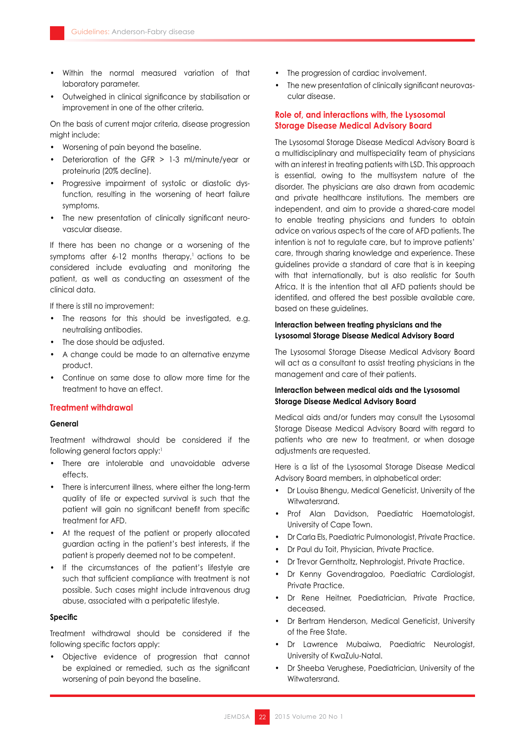- Within the normal measured variation of that laboratory parameter.
- Outweighed in clinical significance by stabilisation or improvement in one of the other criteria.

On the basis of current major criteria, disease progression might include:

- Worsening of pain beyond the baseline.
- Deterioration of the GFR > 1-3 ml/minute/year or proteinuria (20% decline).
- Progressive impairment of systolic or diastolic dysfunction, resulting in the worsening of heart failure symptoms.
- The new presentation of clinically significant neurovascular disease.

If there has been no change or a worsening of the symptoms after 6-12 months therapy,[1] actions to be considered include evaluating and monitoring the patient, as well as conducting an assessment of the clinical data.

If there is still no improvement:

- The reasons for this should be investigated, e.g. neutralising antibodies.
- The dose should be adjusted.
- A change could be made to an alternative enzyme product.
- Continue on same dose to allow more time for the treatment to have an effect.

## Treatment withdrawal

### General

Treatment withdrawal should be considered if the following general factors apply:[1]

- There are intolerable and unavoidable adverse effects.
- There is intercurrent illness, where either the long-term quality of life or expected survival is such that the patient will gain no significant benefit from specific treatment for AFD.
- At the request of the patient or properly allocated guardian acting in the patient's best interests, if the patient is properly deemed not to be competent.
- If the circumstances of the patient's lifestyle are such that sufficient compliance with treatment is not possible. Such cases might include intravenous drug abuse, associated with a peripatetic lifestyle.

### Specific

Treatment withdrawal should be considered if the following specific factors apply:

- Objective evidence of progression that cannot be explained or remedied, such as the significant worsening of pain beyond the baseline.
- The progression of cardiac involvement.
- The new presentation of clinically significant neurovascular disease.

## Role of, and interactions with, the Lysosomal Storage Disease Medical Advisory Board

The Lysosomal Storage Disease Medical Advisory Board is a multidisciplinary and multispeciality team of physicians with an interest in treating patients with LSD. This approach is essential, owing to the multisystem nature of the disorder. The physicians are also drawn from academic and private healthcare institutions. The members are independent, and aim to provide a shared-care model to enable treating physicians and funders to obtain advice on various aspects of the care of AFD patients. The intention is not to regulate care, but to improve patients' care, through sharing knowledge and experience. These guidelines provide a standard of care that is in keeping with that internationally, but is also realistic for South Africa. It is the intention that all AFD patients should be identified, and offered the best possible available care, based on these guidelines.

### Interaction between treating physicians and the Lysosomal Storage Disease Medical Advisory Board

The Lysosomal Storage Disease Medical Advisory Board will act as a consultant to assist treating physicians in the management and care of their patients.

### Interaction between medical aids and the Lysosomal Storage Disease Medical Advisory Board

Medical aids and/or funders may consult the Lysosomal Storage Disease Medical Advisory Board with regard to patients who are new to treatment, or when dosage adjustments are requested.

Here is a list of the Lysosomal Storage Disease Medical Advisory Board members, in alphabetical order:

- Dr Louisa Bhengu, Medical Geneticist, University of the Witwatersrand.
- Prof Alan Davidson, Paediatric Haematologist, University of Cape Town.
- Dr Carla Els, Paediatric Pulmonologist, Private Practice.
- Dr Paul du Toit, Physician, Private Practice.
- Dr Trevor Gerntholtz, Nephrologist, Private Practice.
- Dr Kenny Govendragaloo, Paediatric Cardiologist, Private Practice.
- Dr Rene Heitner, Paediatrician, Private Practice, deceased.
- Dr Bertram Henderson, Medical Geneticist, University of the Free State.
- Dr Lawrence Mubaiwa, Paediatric Neurologist, University of KwaZulu-Natal.
- Dr Sheeba Verughese, Paediatrician, University of the Witwatersrand.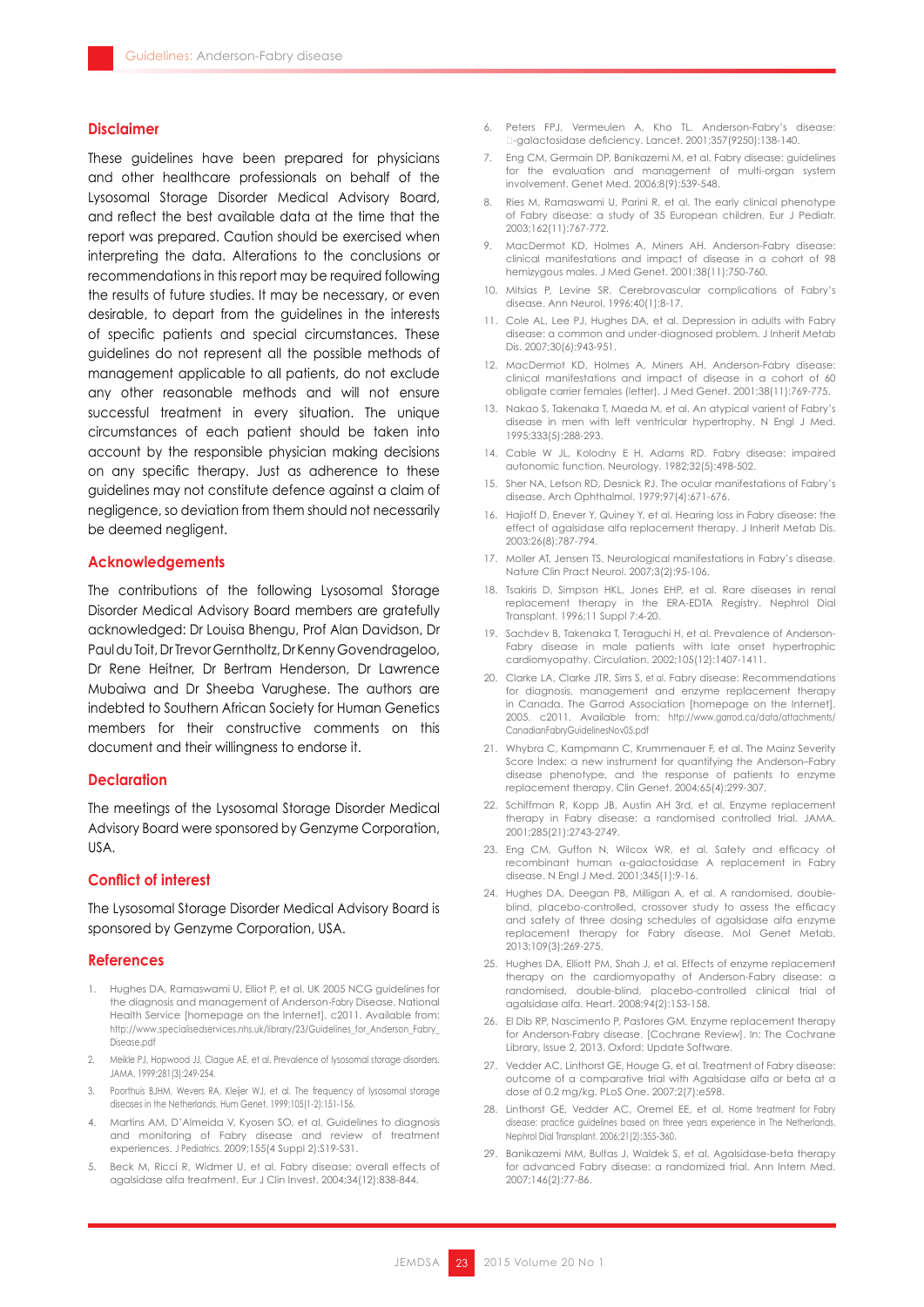## Disclaimer

These guidelines have been prepared for physicians and other healthcare professionals on behalf of the Lysosomal Storage Disorder Medical Advisory Board, and reflect the best available data at the time that the report was prepared. Caution should be exercised when interpreting the data. Alterations to the conclusions or recommendations in this report may be required following the results of future studies. It may be necessary, or even desirable, to depart from the guidelines in the interests of specific patients and special circumstances. These guidelines do not represent all the possible methods of management applicable to all patients, do not exclude any other reasonable methods and will not ensure successful treatment in every situation. The unique circumstances of each patient should be taken into account by the responsible physician making decisions on any specific therapy. Just as adherence to these guidelines may not constitute defence against a claim of negligence, so deviation from them should not necessarily be deemed negligent.

## Acknowledgements

The contributions of the following Lysosomal Storage Disorder Medical Advisory Board members are gratefully acknowledged: Dr Louisa Bhengu, Prof Alan Davidson, Dr Paul du Toit, Dr Trevor Gerntholtz, Dr Kenny Govendrageloo, Dr Rene Heitner, Dr Bertram Henderson, Dr Lawrence Mubaiwa and Dr Sheeba Varughese. The authors are indebted to Southern African Society for Human Genetics members for their constructive comments on this document and their willingness to endorse it.

## Declaration

The meetings of the Lysosomal Storage Disorder Medical Advisory Board were sponsored by Genzyme Corporation, USA.

## Conflict of interest

The Lysosomal Storage Disorder Medical Advisory Board is sponsored by Genzyme Corporation, USA.

## References

1. Hughes DA, Ramaswami U, Elliot P, et al. UK 2005 NCG guidelines for the diagnosis and management of Anderson-Fabry Disease. National Health Service [homepage on the Internet]. c2011. Available from: http://www.specialisedservices.nhs.uk/library/23/Guidelines_for_Anderson_Fabry_Disease.pdf
2. Meikle PJ, Hopwood JJ, Clague AE, et al. Prevalence of lysosomal storage disorders. JAMA. 1999;281(3):249-254.
3. Poorthuis BJHM, Wevers RA, Kleijer WJ, et al. The frequency of lysosomal storage diseases in the Netherlands. Hum Genet. 1999;105(1-2):151-156.
4. Martins AM, D'Almeida V, Kyosen SO, et al. Guidelines to diagnosis and monitoring of Fabry disease and review of treatment experiences. J Pediatrics. 2009;155(4 Suppl 2):S19-S31.
5. Beck M, Ricci R, Widmer U, et al. Fabry disease: overall effects of agalsidase alfa treatment. Eur J Clin Invest. 2004;34(12):838-844.
6. Peters FPJ, Vermeulen A, Kho TL. Anderson-Fabry's disease: -galactosidase deficiency. Lancet. 2001;357(9250):138-140.
7. Eng CM, Germain DP, Banikazemi M, et al. Fabry disease: guidelines for the evaluation and management of multi-organ system involvement. Genet Med. 2006;8(9):539-548.
8. Ries M, Ramaswami U, Parini R, et al. The early clinical phenotype of Fabry disease: a study of 35 European children. Eur J Pediatr. 2003;162(11):767-772.
9. MacDermot KD, Holmes A, Miners AH. Anderson-Fabry disease: clinical manifestations and impact of disease in a cohort of 98 hemizygous males. J Med Genet. 2001;38(11):750-760.
10. Mitsias P, Levine SR. Cerebrovascular complications of Fabry's disease. Ann Neurol. 1996;40(1):8-17.
11. Cole AL, Lee PJ, Hughes DA, et al. Depression in adults with Fabry disease: a common and under-diagnosed problem. J Inherit Metab Dis. 2007;30(6):943-951.
12. MacDermot KD, Holmes A, Miners AH. Anderson-Fabry disease: clinical manifestations and impact of disease in a cohort of 60 obligate carrier females (letter). J Med Genet. 2001;38(11):769-775.
13. Nakao S, Takenaka T, Maeda M, et al. An atypical varient of Fabry's disease in men with left ventricular hypertrophy. N Engl J Med. 1995;333(5):288-293.
14. Cable W JL, Kolodny E H, Adams RD. Fabry disease: impaired autonomic function. Neurology. 1982;32(5):498-502.
15. Sher NA, Letson RD, Desnick RJ. The ocular manifestations of Fabry's disease. Arch Ophthalmol. 1979;97(4):671-676.
16. Hajioff D, Enever Y, Quiney Y, et al. Hearing loss in Fabry disease: the effect of agalsidase alfa replacement therapy. J Inherit Metab Dis. 2003;26(8):787-794.
17. Moller AT, Jensen TS. Neurological manifestations in Fabry's disease. Nature Clin Pract Neurol. 2007;3(2):95-106.
18. Tsakiris D, Simpson HKL, Jones EHP, et al. Rare diseases in renal replacement therapy in the ERA-EDTA Registry. Nephrol Dial Transplant. 1996;11 Suppl 7:4-20.
19. Sachdev B, Takenaka T, Teraguchi H, et al. Prevalence of Anderson-Fabry disease in male patients with late onset hypertrophic cardiomyopathy. Circulation. 2002;105(12):1407-1411.
20. Clarke LA, Clarke JTR, Sirrs S, et al. Fabry disease: Recommendations for diagnosis, management and enzyme replacement therapy in Canada. The Garrod Association [homepage on the Internet]. 2005. c2011. Available from: http://www.garrod.ca/data/attachments/CanadianFabryGuidelinesNov05.pdf
21. Whybra C, Kampmann C, Krummenauer F, et al. The Mainz Severity Score Index: a new instrument for quantifying the Anderson–Fabry disease phenotype, and the response of patients to enzyme replacement therapy. Clin Genet. 2004;65(4):299-307.
22. Schiffman R, Kopp JB, Austin AH 3rd, et al. Enzyme replacement therapy in Fabry disease: a randomised controlled trial. JAMA. 2001;285(21):2743-2749.
23. Eng CM, Guffon N, Wilcox WR, et al. Safety and efficacy of recombinant human α-galactosidase A replacement in Fabry disease. N Engl J Med. 2001;345(1):9-16.
24. Hughes DA, Deegan PB, Milligan A, et al. A randomised, double-blind, placebo-controlled, crossover study to assess the efficacy and safety of three dosing schedules of agalsidase alfa enzyme replacement therapy for Fabry disease. Mol Genet Metab. 2013;109(3):269-275.
25. Hughes DA, Elliott PM, Shah J, et al. Effects of enzyme replacement therapy on the cardiomyopathy of Anderson-Fabry disease: a randomised, double-blind, placebo-controlled clinical trial of agalsidase alfa. Heart. 2008;94(2):153-158.
26. El Dib RP, Nascimento P, Pastores GM. Enzyme replacement therapy for Anderson-Fabry disease. [Cochrane Review]. In: The Cochrane Library, Issue 2, 2013. Oxford: Update Software.
27. Vedder AC, Linthorst GE, Houge G, et al. Treatment of Fabry disease: outcome of a comparative trial with Agalsidase alfa or beta at a dose of 0.2 mg/kg. PLoS One. 2007;2(7):e598.
28. Linthorst GE, Vedder AC, Oremel EE, et al. Home treatment for Fabry disease: practice guidelines based on three years experience in The Netherlands. Nephrol Dial Transplant. 2006;21(2):355-360.
29. Banikazemi MM, Bultas J, Waldek S, et al. Agalsidase-beta therapy for advanced Fabry disease: a randomized trial. Ann Intern Med. 2007;146(2):77-86.